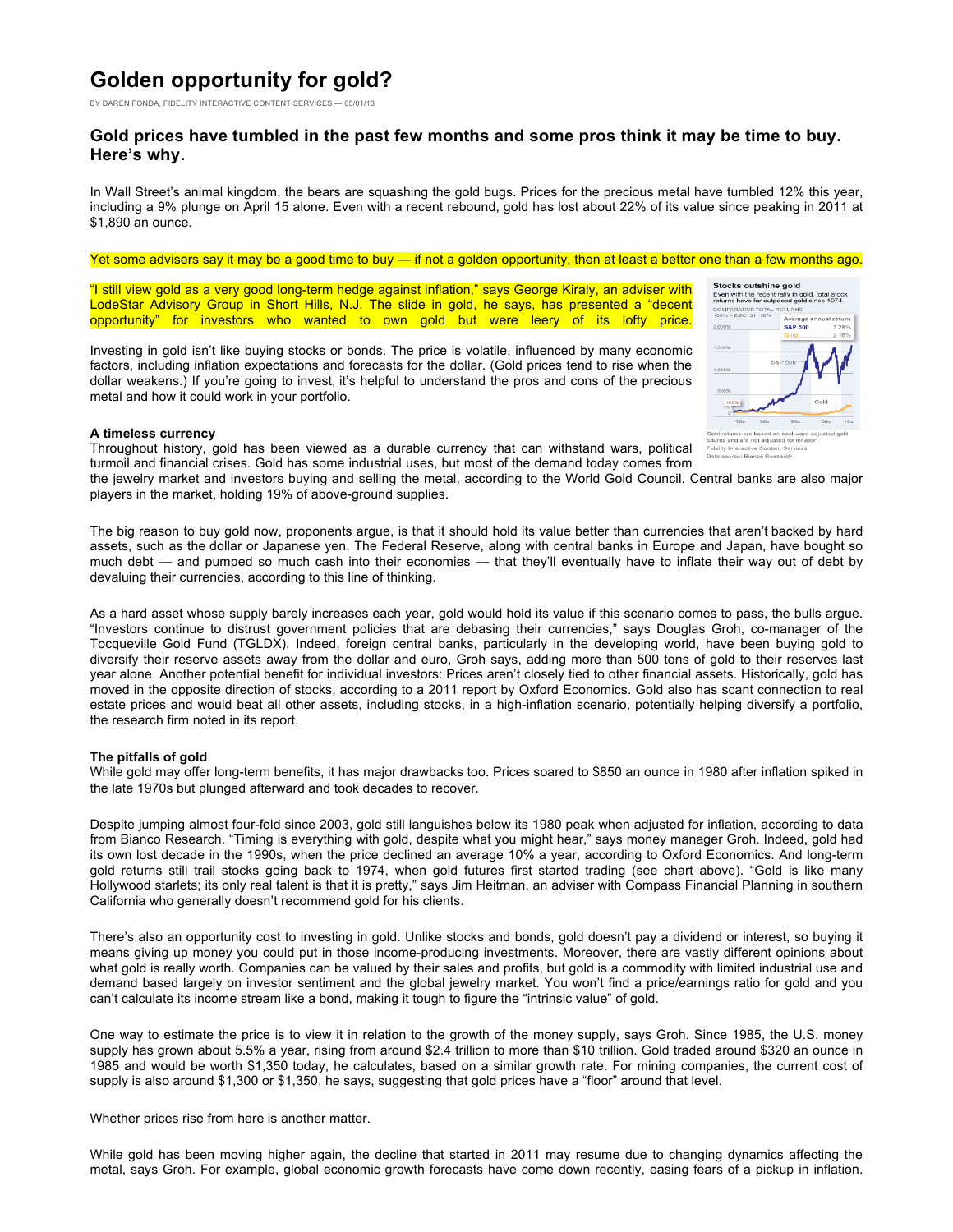# Golden opportunity for gold?

BY DAREN FONDA, FIDELITY INTERACTIVE CONTENT SERVICES — 05/01/13

## Gold prices have tumbled in the past few months and some pros think it may be time to buy. Here's why.

In Wall Street's animal kingdom, the bears are squashing the gold bugs. Prices for the precious metal have tumbled 12% this year, including a 9% plunge on April 15 alone. Even with a recent rebound, gold has lost about 22% of its value since peaking in 2011 at $1,890 an ounce.

Yet some advisers say it may be a good time to buy — if not a golden opportunity, then at least a better one than a few months ago.

"I still view gold as a very good long-term hedge against inflation," says George Kiraly, an adviser with LodeStar Advisory Group in Short Hills, N.J. The slide in gold, he says, has presented a "decent opportunity" for investors who wanted to own gold but were leery of its lofty price.

Investing in gold isn't like buying stocks or bonds. The price is volatile, influenced by many economic factors, including inflation expectations and forecasts for the dollar. (Gold prices tend to rise when the dollar weakens.) If you're going to invest, it's helpful to understand the pros and cons of the precious metal and how it could work in your portfolio.

**Stocks outshine gold**

Even with the recent rally in gold, total stock returns have far outpaced gold since 1974.

COMPARATIVE TOTAL RETURNS 100% = DEC. 31, 1974

Average annual return: S&P 500 7.29%, Gold 2.16%

Gold returns are based on backward-adjusted gold futures and are not adjusted for inflation.
Fidelity Interactive Content Services
Data source: Bianco Research

**A timeless currency**

Throughout history, gold has been viewed as a durable currency that can withstand wars, political turmoil and financial crises. Gold has some industrial uses, but most of the demand today comes from the jewelry market and investors buying and selling the metal, according to the World Gold Council. Central banks are also major players in the market, holding 19% of above-ground supplies.

The big reason to buy gold now, proponents argue, is that it should hold its value better than currencies that aren't backed by hard assets, such as the dollar or Japanese yen. The Federal Reserve, along with central banks in Europe and Japan, have bought so much debt — and pumped so much cash into their economies — that they'll eventually have to inflate their way out of debt by devaluing their currencies, according to this line of thinking.

As a hard asset whose supply barely increases each year, gold would hold its value if this scenario comes to pass, the bulls argue. "Investors continue to distrust government policies that are debasing their currencies," says Douglas Groh, co-manager of the Tocqueville Gold Fund (TGLDX). Indeed, foreign central banks, particularly in the developing world, have been buying gold to diversify their reserve assets away from the dollar and euro, Groh says, adding more than 500 tons of gold to their reserves last year alone. Another potential benefit for individual investors: Prices aren't closely tied to other financial assets. Historically, gold has moved in the opposite direction of stocks, according to a 2011 report by Oxford Economics. Gold also has scant connection to real estate prices and would beat all other assets, including stocks, in a high-inflation scenario, potentially helping diversify a portfolio, the research firm noted in its report.

**The pitfalls of gold**

While gold may offer long-term benefits, it has major drawbacks too. Prices soared to $850 an ounce in 1980 after inflation spiked in the late 1970s but plunged afterward and took decades to recover.

Despite jumping almost four-fold since 2003, gold still languishes below its 1980 peak when adjusted for inflation, according to data from Bianco Research. "Timing is everything with gold, despite what you might hear," says money manager Groh. Indeed, gold had its own lost decade in the 1990s, when the price declined an average 10% a year, according to Oxford Economics. And long-term gold returns still trail stocks going back to 1974, when gold futures first started trading (see chart above). "Gold is like many Hollywood starlets; its only real talent is that it is pretty," says Jim Heitman, an adviser with Compass Financial Planning in southern California who generally doesn't recommend gold for his clients.

There's also an opportunity cost to investing in gold. Unlike stocks and bonds, gold doesn't pay a dividend or interest, so buying it means giving up money you could put in those income-producing investments. Moreover, there are vastly different opinions about what gold is really worth. Companies can be valued by their sales and profits, but gold is a commodity with limited industrial use and demand based largely on investor sentiment and the global jewelry market. You won't find a price/earnings ratio for gold and you can't calculate its income stream like a bond, making it tough to figure the "intrinsic value" of gold.

One way to estimate the price is to view it in relation to the growth of the money supply, says Groh. Since 1985, the U.S. money supply has grown about 5.5% a year, rising from around $2.4 trillion to more than $10 trillion. Gold traded around $320 an ounce in 1985 and would be worth $1,350 today, he calculates, based on a similar growth rate. For mining companies, the current cost of supply is also around $1,300 or $1,350, he says, suggesting that gold prices have a "floor" around that level.

Whether prices rise from here is another matter.

While gold has been moving higher again, the decline that started in 2011 may resume due to changing dynamics affecting the metal, says Groh. For example, global economic growth forecasts have come down recently, easing fears of a pickup in inflation.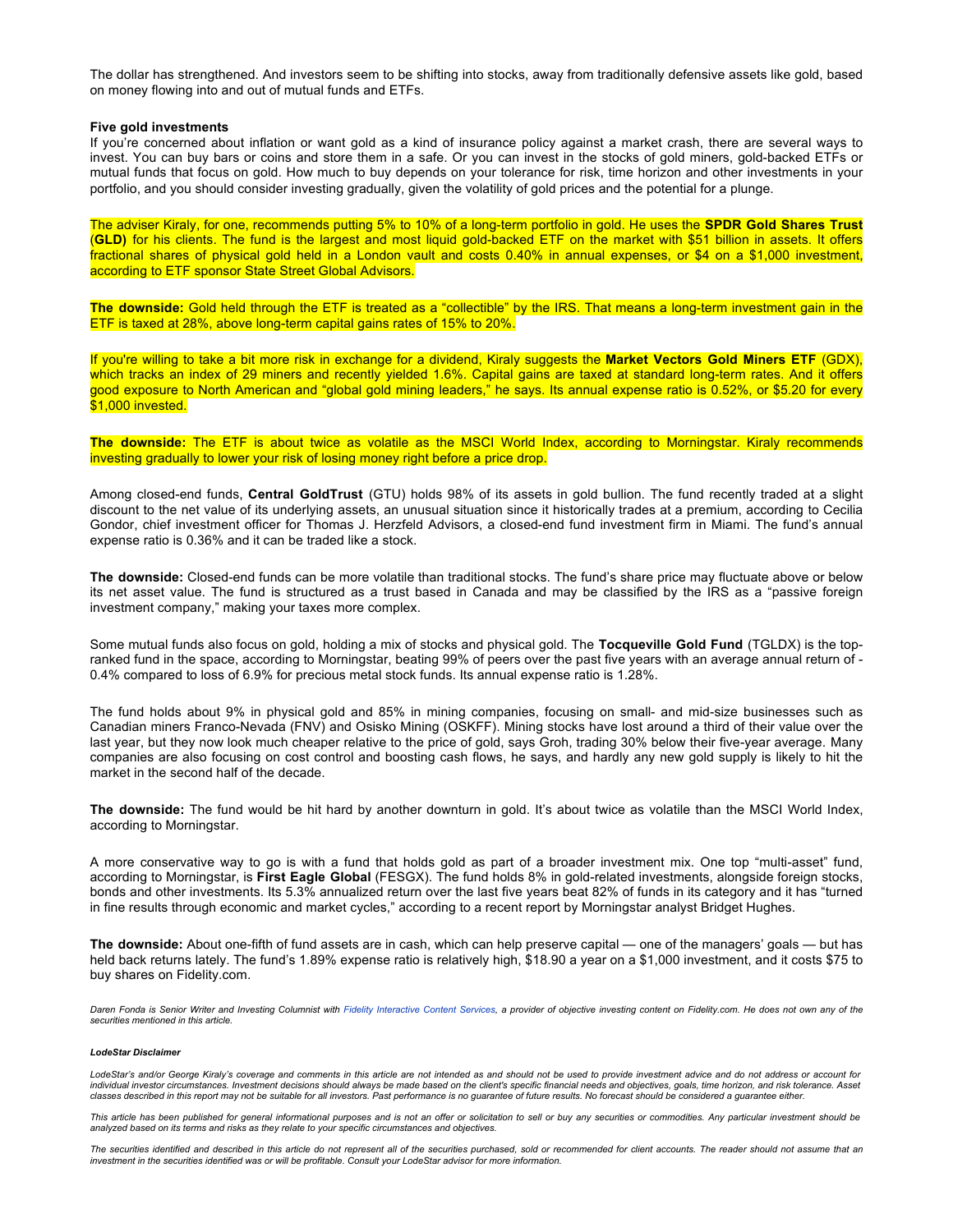The dollar has strengthened. And investors seem to be shifting into stocks, away from traditionally defensive assets like gold, based on money flowing into and out of mutual funds and ETFs.

**Five gold investments**

If you're concerned about inflation or want gold as a kind of insurance policy against a market crash, there are several ways to invest. You can buy bars or coins and store them in a safe. Or you can invest in the stocks of gold miners, gold-backed ETFs or mutual funds that focus on gold. How much to buy depends on your tolerance for risk, time horizon and other investments in your portfolio, and you should consider investing gradually, given the volatility of gold prices and the potential for a plunge.

The adviser Kiraly, for one, recommends putting 5% to 10% of a long-term portfolio in gold. He uses the **SPDR Gold Shares Trust** (**GLD)** for his clients. The fund is the largest and most liquid gold-backed ETF on the market with $51 billion in assets. It offers fractional shares of physical gold held in a London vault and costs 0.40% in annual expenses, or $4 on a $1,000 investment, according to ETF sponsor State Street Global Advisors.

**The downside:** Gold held through the ETF is treated as a "collectible" by the IRS. That means a long-term investment gain in the ETF is taxed at 28%, above long-term capital gains rates of 15% to 20%.

If you're willing to take a bit more risk in exchange for a dividend, Kiraly suggests the **Market Vectors Gold Miners ETF** (GDX), which tracks an index of 29 miners and recently yielded 1.6%. Capital gains are taxed at standard long-term rates. But it offers good exposure to North American and "global gold mining leaders," he says. Its annual expense ratio is 0.52%, or $5.20 for every $1,000 invested.

**The downside:** The ETF is about twice as volatile as the MSCI World Index, according to Morningstar. Kiraly recommends investing gradually to lower your risk of losing money right before a price drop.

Among closed-end funds, **Central GoldTrust** (GTU) holds 98% of its assets in gold bullion. The fund recently traded at a slight discount to the net value of its underlying assets, an unusual situation since it historically trades at a premium, according to Cecilia Gondor, chief investment officer for Thomas J. Herzfeld Advisors, a closed-end fund investment firm in Miami. The fund's annual expense ratio is 0.36% and it can be traded like a stock.

**The downside:** Closed-end funds can be more volatile than traditional stocks. The fund's share price may fluctuate above or below its net asset value. The fund is structured as a trust based in Canada and may be classified by the IRS as a "passive foreign investment company," making your taxes more complex.

Some mutual funds also focus on gold, holding a mix of stocks and physical gold. The **Tocqueville Gold Fund** (TGLDX) is the top-ranked fund in the space, according to Morningstar, beating 99% of peers over the past five years with an average annual return of -0.4% compared to loss of 6.9% for precious metal stock funds. Its annual expense ratio is 1.28%.

The fund holds about 9% in physical gold and 85% in mining companies, focusing on small- and mid-size businesses such as Canadian miners Franco-Nevada (FNV) and Osisko Mining (OSKFF). Mining stocks have lost around a third of their value over the last year, but they now look much cheaper relative to the price of gold, says Groh, trading 30% below their five-year average. Many companies are also focusing on cost control and boosting cash flows, he says, and hardly any new gold supply is likely to hit the market in the second half of the decade.

**The downside:** The fund would be hit hard by another downturn in gold. It's about twice as volatile than the MSCI World Index, according to Morningstar.

A more conservative way to go is with a fund that holds gold as part of a broader investment mix. One top "multi-asset" fund, according to Morningstar, is **First Eagle Global** (FESGX). The fund holds 8% in gold-related investments, alongside foreign stocks, bonds and other investments. Its 5.3% annualized return over the last five years beat 82% of funds in its category and it has "turned in fine results through economic and market cycles," according to a recent report by Morningstar analyst Bridget Hughes.

**The downside:** About one-fifth of fund assets are in cash, which can help preserve capital — one of the managers' goals — but has held back returns lately. The fund's 1.89% expense ratio is relatively high, $18.90 a year on a $1,000 investment, and it costs $75 to buy shares on Fidelity.com.

*Daren Fonda is Senior Writer and Investing Columnist with Fidelity Interactive Content Services, a provider of objective investing content on Fidelity.com. He does not own any of the securities mentioned in this article.*

***LodeStar Disclaimer***

*LodeStar's and/or George Kiraly's coverage and comments in this article are not intended as and should not be used to provide investment advice and do not address or account for individual investor circumstances. Investment decisions should always be made based on the client's specific financial needs and objectives, goals, time horizon, and risk tolerance. Asset classes described in this report may not be suitable for all investors. Past performance is no guarantee of future results. No forecast should be considered a guarantee either.*

*This article has been published for general informational purposes and is not an offer or solicitation to sell or buy any securities or commodities. Any particular investment should be analyzed based on its terms and risks as they relate to your specific circumstances and objectives.*

*The securities identified and described in this article do not represent all of the securities purchased, sold or recommended for client accounts. The reader should not assume that an investment in the securities identified was or will be profitable. Consult your LodeStar advisor for more information.*